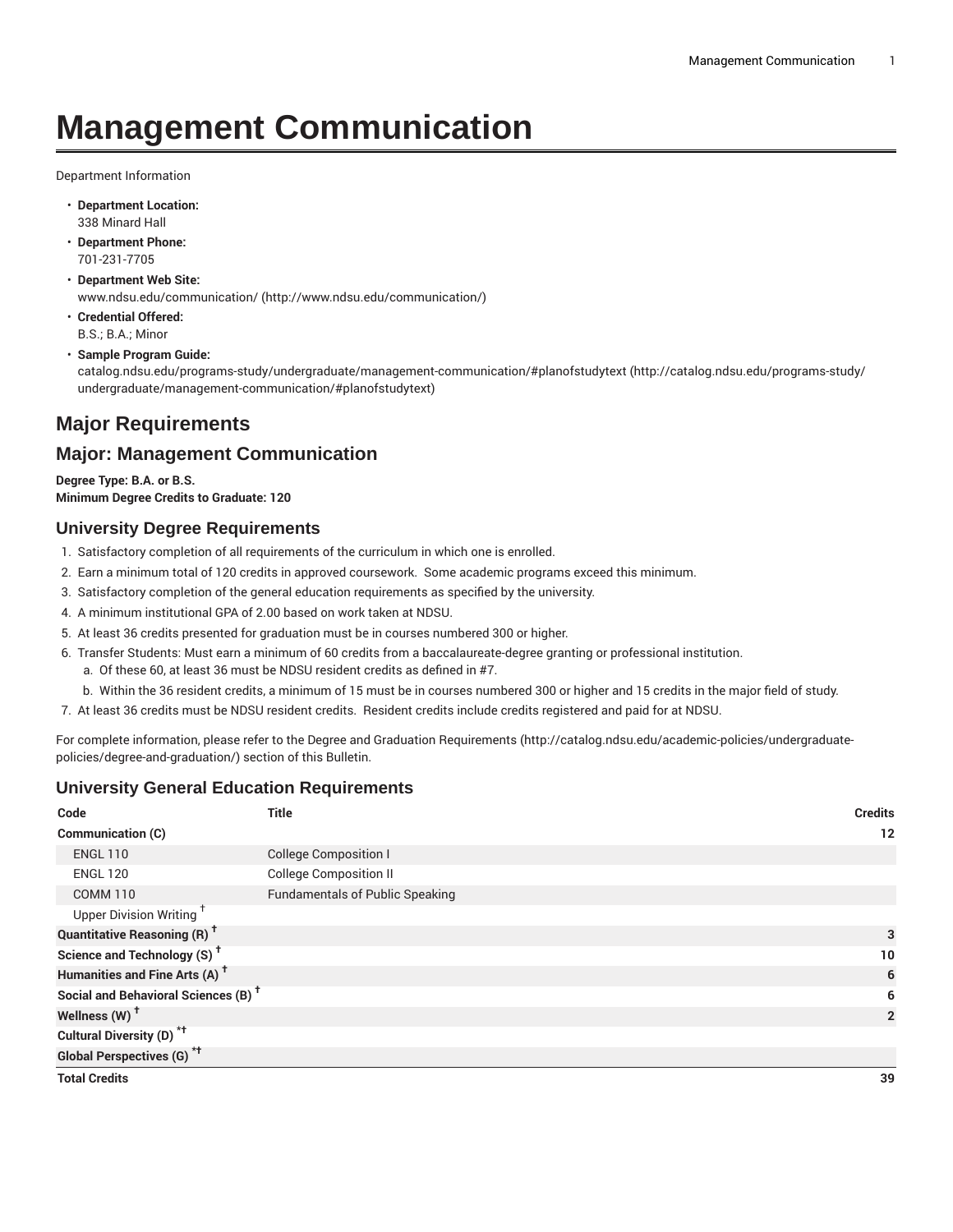# Management Communication

Department Information

- **Department Location:**
  338 Minard Hall
- **Department Phone:**
  701-231-7705
- **Department Web Site:**
  www.ndsu.edu/communication/ (http://www.ndsu.edu/communication/)
- **Credential Offered:**
  B.S.; B.A.; Minor
- **Sample Program Guide:**
  catalog.ndsu.edu/programs-study/undergraduate/management-communication/#planofstudytext (http://catalog.ndsu.edu/programs-study/undergraduate/management-communication/#planofstudytext)

## Major Requirements

## Major: Management Communication

**Degree Type: B.A. or B.S.**
**Minimum Degree Credits to Graduate: 120**

### University Degree Requirements

1. Satisfactory completion of all requirements of the curriculum in which one is enrolled.
2. Earn a minimum total of 120 credits in approved coursework. Some academic programs exceed this minimum.
3. Satisfactory completion of the general education requirements as specified by the university.
4. A minimum institutional GPA of 2.00 based on work taken at NDSU.
5. At least 36 credits presented for graduation must be in courses numbered 300 or higher.
6. Transfer Students: Must earn a minimum of 60 credits from a baccalaureate-degree granting or professional institution.
   a. Of these 60, at least 36 must be NDSU resident credits as defined in #7.
   b. Within the 36 resident credits, a minimum of 15 must be in courses numbered 300 or higher and 15 credits in the major field of study.
7. At least 36 credits must be NDSU resident credits. Resident credits include credits registered and paid for at NDSU.

For complete information, please refer to the Degree and Graduation Requirements (http://catalog.ndsu.edu/academic-policies/undergraduate-policies/degree-and-graduation/) section of this Bulletin.

### University General Education Requirements

| Code | Title | Credits |
|---|---|---|
| **Communication (C)** | | **12** |
| ENGL 110 | College Composition I | |
| ENGL 120 | College Composition II | |
| COMM 110 | Fundamentals of Public Speaking | |
| Upper Division Writing † | | |
| **Quantitative Reasoning (R) †** | | **3** |
| **Science and Technology (S) †** | | **10** |
| **Humanities and Fine Arts (A) †** | | **6** |
| **Social and Behavioral Sciences (B) †** | | **6** |
| **Wellness (W) †** | | **2** |
| **Cultural Diversity (D) *†** | | |
| **Global Perspectives (G) *†** | | |
| **Total Credits** | | **39** |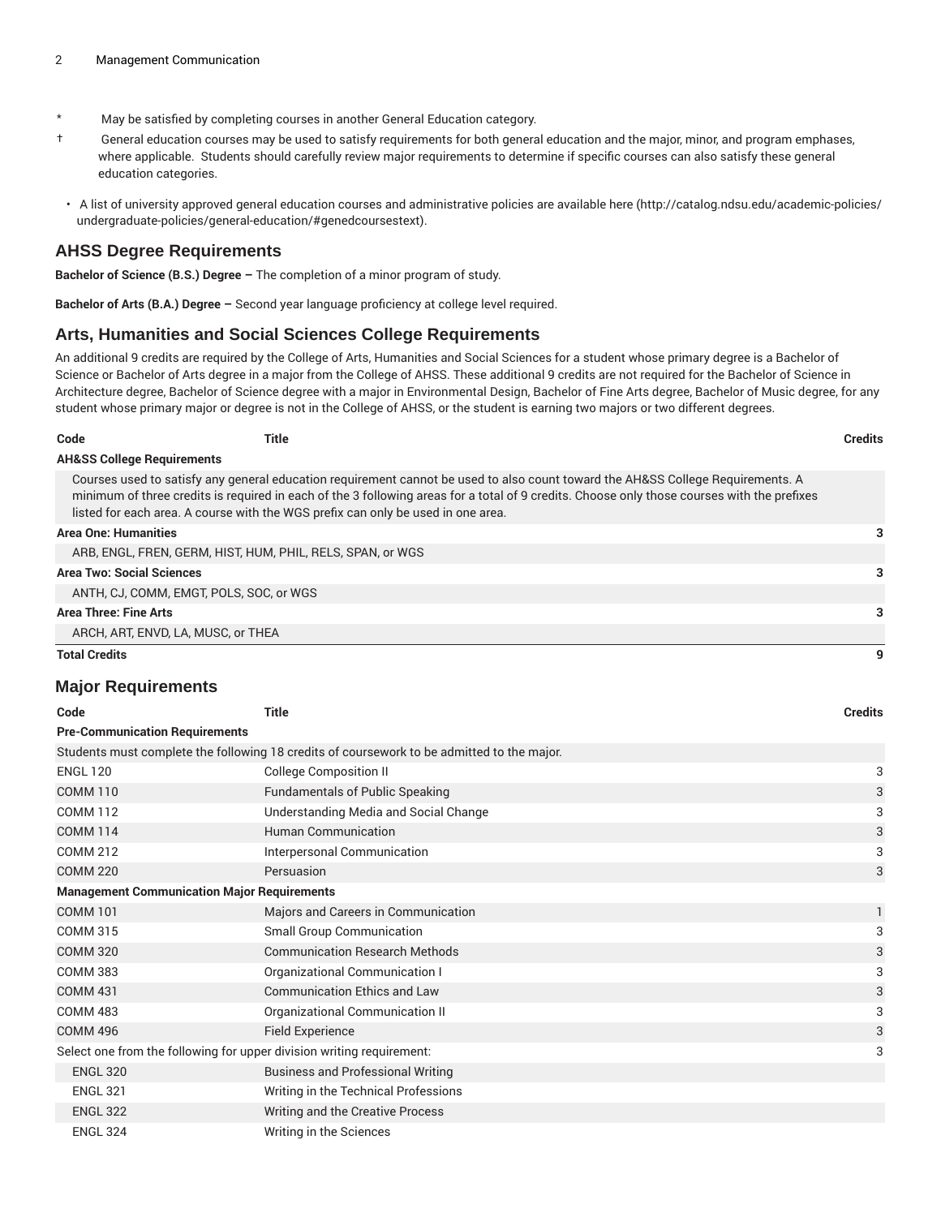\* May be satisfied by completing courses in another General Education category.

† General education courses may be used to satisfy requirements for both general education and the major, minor, and program emphases, where applicable. Students should carefully review major requirements to determine if specific courses can also satisfy these general education categories.

- A list of university approved general education courses and administrative policies are available here (http://catalog.ndsu.edu/academic-policies/undergraduate-policies/general-education/#genedcoursestext).

## AHSS Degree Requirements

**Bachelor of Science (B.S.) Degree –** The completion of a minor program of study.

**Bachelor of Arts (B.A.) Degree –** Second year language proficiency at college level required.

## Arts, Humanities and Social Sciences College Requirements

An additional 9 credits are required by the College of Arts, Humanities and Social Sciences for a student whose primary degree is a Bachelor of Science or Bachelor of Arts degree in a major from the College of AHSS. These additional 9 credits are not required for the Bachelor of Science in Architecture degree, Bachelor of Science degree with a major in Environmental Design, Bachelor of Fine Arts degree, Bachelor of Music degree, for any student whose primary major or degree is not in the College of AHSS, or the student is earning two majors or two different degrees.

| Code | Title | Credits |
|---|---|---|
| **AH&SS College Requirements** | | |
| Courses used to satisfy any general education requirement cannot be used to also count toward the AH&SS College Requirements. A minimum of three credits is required in each of the 3 following areas for a total of 9 credits. Choose only those courses with the prefixes listed for each area. A course with the WGS prefix can only be used in one area. | | |
| **Area One: Humanities** | | 3 |
| ARB, ENGL, FREN, GERM, HIST, HUM, PHIL, RELS, SPAN, or WGS | | |
| **Area Two: Social Sciences** | | 3 |
| ANTH, CJ, COMM, EMGT, POLS, SOC, or WGS | | |
| **Area Three: Fine Arts** | | 3 |
| ARCH, ART, ENVD, LA, MUSC, or THEA | | |
| **Total Credits** | | **9** |

## Major Requirements

| Code | Title | Credits |
|---|---|---|
| **Pre-Communication Requirements** | | |
| Students must complete the following 18 credits of coursework to be admitted to the major. | | |
| ENGL 120 | College Composition II | 3 |
| COMM 110 | Fundamentals of Public Speaking | 3 |
| COMM 112 | Understanding Media and Social Change | 3 |
| COMM 114 | Human Communication | 3 |
| COMM 212 | Interpersonal Communication | 3 |
| COMM 220 | Persuasion | 3 |
| **Management Communication Major Requirements** | | |
| COMM 101 | Majors and Careers in Communication | 1 |
| COMM 315 | Small Group Communication | 3 |
| COMM 320 | Communication Research Methods | 3 |
| COMM 383 | Organizational Communication I | 3 |
| COMM 431 | Communication Ethics and Law | 3 |
| COMM 483 | Organizational Communication II | 3 |
| COMM 496 | Field Experience | 3 |
| Select one from the following for upper division writing requirement: | | 3 |
| ENGL 320 | Business and Professional Writing | |
| ENGL 321 | Writing in the Technical Professions | |
| ENGL 322 | Writing and the Creative Process | |
| ENGL 324 | Writing in the Sciences | |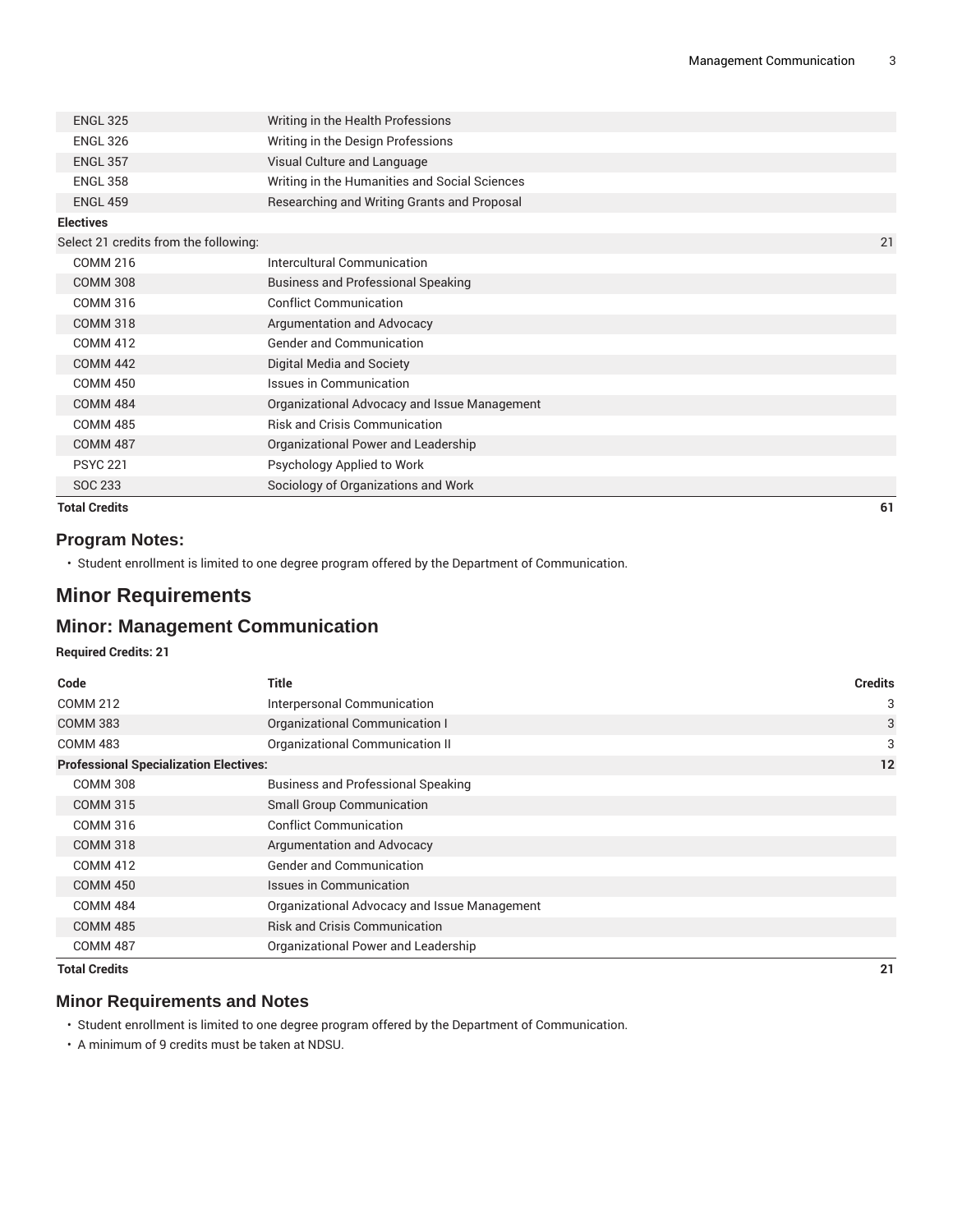| | | |
|---|---|---|
| ENGL 325 | Writing in the Health Professions | |
| ENGL 326 | Writing in the Design Professions | |
| ENGL 357 | Visual Culture and Language | |
| ENGL 358 | Writing in the Humanities and Social Sciences | |
| ENGL 459 | Researching and Writing Grants and Proposal | |
| **Electives** | | |
| Select 21 credits from the following: | | 21 |
| COMM 216 | Intercultural Communication | |
| COMM 308 | Business and Professional Speaking | |
| COMM 316 | Conflict Communication | |
| COMM 318 | Argumentation and Advocacy | |
| COMM 412 | Gender and Communication | |
| COMM 442 | Digital Media and Society | |
| COMM 450 | Issues in Communication | |
| COMM 484 | Organizational Advocacy and Issue Management | |
| COMM 485 | Risk and Crisis Communication | |
| COMM 487 | Organizational Power and Leadership | |
| PSYC 221 | Psychology Applied to Work | |
| SOC 233 | Sociology of Organizations and Work | |
| **Total Credits** | | **61** |

### Program Notes:

- Student enrollment is limited to one degree program offered by the Department of Communication.

## Minor Requirements

## Minor: Management Communication

**Required Credits: 21**

| Code | Title | Credits |
|---|---|---|
| COMM 212 | Interpersonal Communication | 3 |
| COMM 383 | Organizational Communication I | 3 |
| COMM 483 | Organizational Communication II | 3 |
| **Professional Specialization Electives:** | | **12** |
| COMM 308 | Business and Professional Speaking | |
| COMM 315 | Small Group Communication | |
| COMM 316 | Conflict Communication | |
| COMM 318 | Argumentation and Advocacy | |
| COMM 412 | Gender and Communication | |
| COMM 450 | Issues in Communication | |
| COMM 484 | Organizational Advocacy and Issue Management | |
| COMM 485 | Risk and Crisis Communication | |
| COMM 487 | Organizational Power and Leadership | |
| **Total Credits** | | **21** |

### Minor Requirements and Notes

- Student enrollment is limited to one degree program offered by the Department of Communication.
- A minimum of 9 credits must be taken at NDSU.